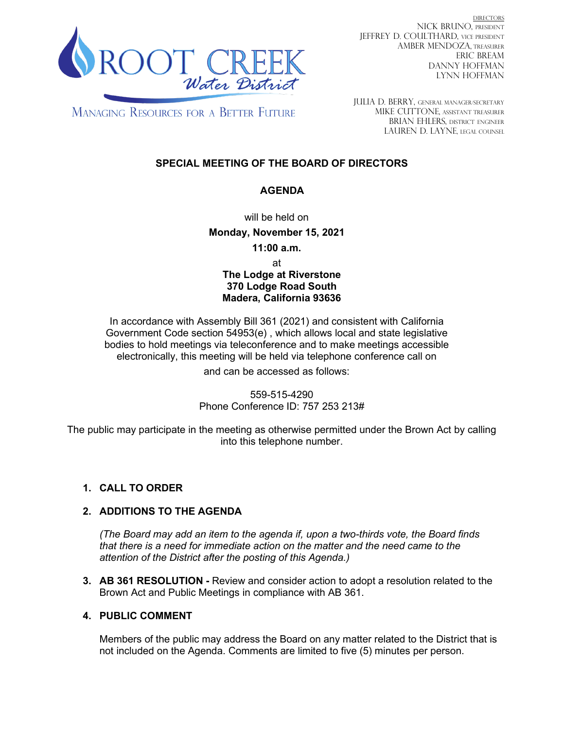# ROOT CREEK Water District

MANAGING RESOURCES FOR A BETTER FUTURE

DIRECTORS
NICK BRUNO, PRESIDENT
JEFFREY D. COULTHARD, VICE PRESIDENT
AMBER MENDOZA, TREASURER
ERIC BREAM
DANNY HOFFMAN
LYNN HOFFMAN

JULIA D. BERRY, GENERAL MANAGER/SECRETARY
MIKE CUTTONE, ASSISTANT TREASURER
BRIAN EHLERS, DISTRICT ENGINEER
LAUREN D. LAYNE, LEGAL COUNSEL

## SPECIAL MEETING OF THE BOARD OF DIRECTORS

## AGENDA

will be held on

**Monday, November 15, 2021**

**11:00 a.m.**

at

**The Lodge at Riverstone**
**370 Lodge Road South**
**Madera, California 93636**

In accordance with Assembly Bill 361 (2021) and consistent with California Government Code section 54953(e) , which allows local and state legislative bodies to hold meetings via teleconference and to make meetings accessible electronically, this meeting will be held via telephone conference call on and can be accessed as follows:

559-515-4290
Phone Conference ID: 757 253 213#

The public may participate in the meeting as otherwise permitted under the Brown Act by calling into this telephone number.

1. **CALL TO ORDER**

2. **ADDITIONS TO THE AGENDA**

   *(The Board may add an item to the agenda if, upon a two-thirds vote, the Board finds that there is a need for immediate action on the matter and the need came to the attention of the District after the posting of this Agenda.)*

3. **AB 361 RESOLUTION -** Review and consider action to adopt a resolution related to the Brown Act and Public Meetings in compliance with AB 361.

4. **PUBLIC COMMENT**

   Members of the public may address the Board on any matter related to the District that is not included on the Agenda. Comments are limited to five (5) minutes per person.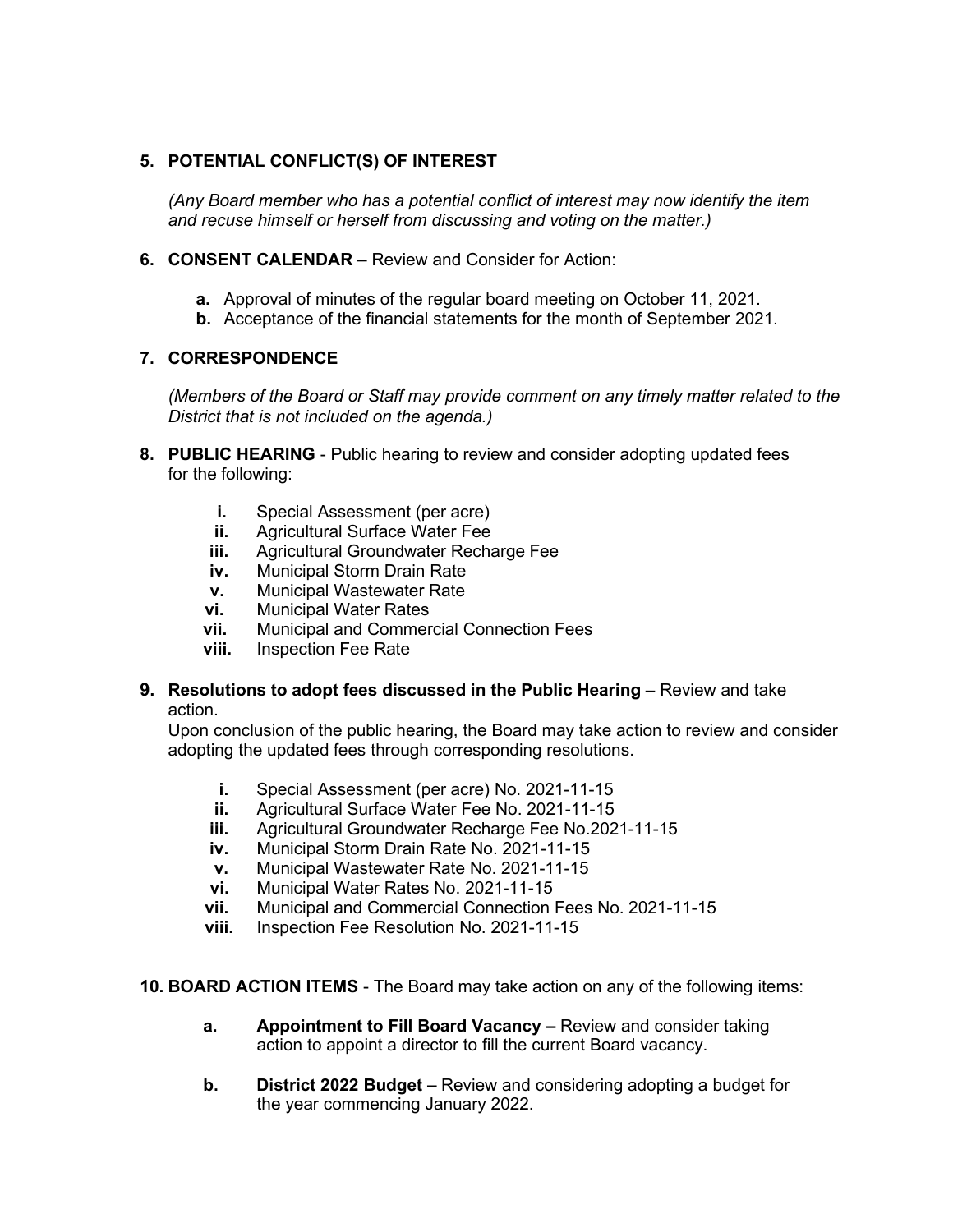**5. POTENTIAL CONFLICT(S) OF INTEREST**

*(Any Board member who has a potential conflict of interest may now identify the item and recuse himself or herself from discussing and voting on the matter.)*

**6. CONSENT CALENDAR** – Review and Consider for Action:

- **a.** Approval of minutes of the regular board meeting on October 11, 2021.
- **b.** Acceptance of the financial statements for the month of September 2021.

**7. CORRESPONDENCE**

*(Members of the Board or Staff may provide comment on any timely matter related to the District that is not included on the agenda.)*

**8. PUBLIC HEARING** - Public hearing to review and consider adopting updated fees for the following:

- **i.** Special Assessment (per acre)
- **ii.** Agricultural Surface Water Fee
- **iii.** Agricultural Groundwater Recharge Fee
- **iv.** Municipal Storm Drain Rate
- **v.** Municipal Wastewater Rate
- **vi.** Municipal Water Rates
- **vii.** Municipal and Commercial Connection Fees
- **viii.** Inspection Fee Rate

**9. Resolutions to adopt fees discussed in the Public Hearing** – Review and take action.

Upon conclusion of the public hearing, the Board may take action to review and consider adopting the updated fees through corresponding resolutions.

- **i.** Special Assessment (per acre) No. 2021-11-15
- **ii.** Agricultural Surface Water Fee No. 2021-11-15
- **iii.** Agricultural Groundwater Recharge Fee No.2021-11-15
- **iv.** Municipal Storm Drain Rate No. 2021-11-15
- **v.** Municipal Wastewater Rate No. 2021-11-15
- **vi.** Municipal Water Rates No. 2021-11-15
- **vii.** Municipal and Commercial Connection Fees No. 2021-11-15
- **viii.** Inspection Fee Resolution No. 2021-11-15

**10. BOARD ACTION ITEMS** - The Board may take action on any of the following items:

- **a. Appointment to Fill Board Vacancy –** Review and consider taking action to appoint a director to fill the current Board vacancy.
- **b. District 2022 Budget –** Review and considering adopting a budget for the year commencing January 2022.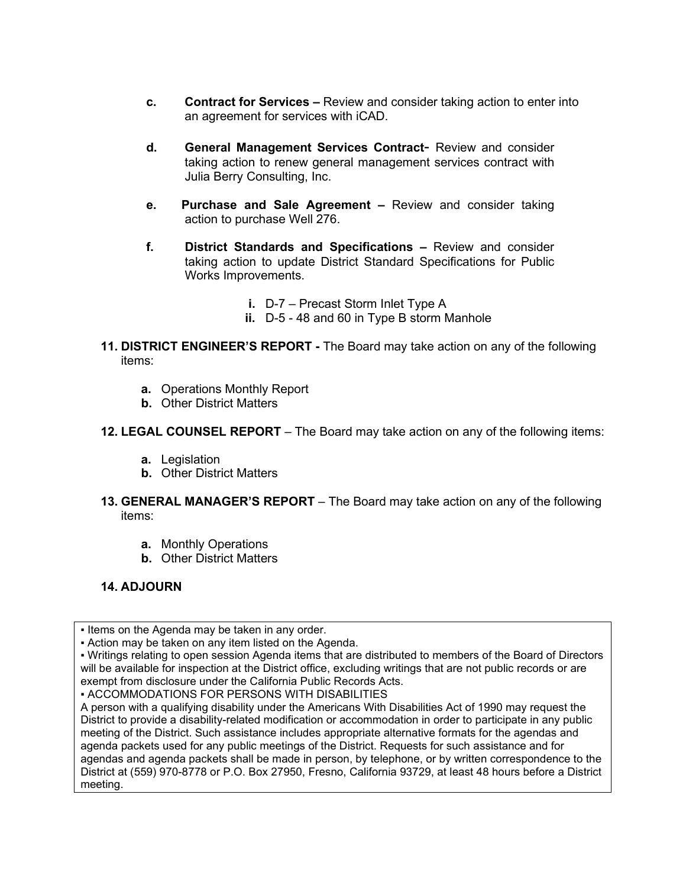c. **Contract for Services –** Review and consider taking action to enter into an agreement for services with iCAD.

d. **General Management Services Contract-** Review and consider taking action to renew general management services contract with Julia Berry Consulting, Inc.

e. **Purchase and Sale Agreement –** Review and consider taking action to purchase Well 276.

f. **District Standards and Specifications –** Review and consider taking action to update District Standard Specifications for Public Works Improvements.

   i. D-7 – Precast Storm Inlet Type A
   ii. D-5 - 48 and 60 in Type B storm Manhole

**11. DISTRICT ENGINEER'S REPORT -** The Board may take action on any of the following items:

   **a.** Operations Monthly Report
   **b.** Other District Matters

**12. LEGAL COUNSEL REPORT** – The Board may take action on any of the following items:

   **a.** Legislation
   **b.** Other District Matters

**13. GENERAL MANAGER'S REPORT** – The Board may take action on any of the following items:

   **a.** Monthly Operations
   **b.** Other District Matters

**14. ADJOURN**

▪ Items on the Agenda may be taken in any order.
▪ Action may be taken on any item listed on the Agenda.
▪ Writings relating to open session Agenda items that are distributed to members of the Board of Directors will be available for inspection at the District office, excluding writings that are not public records or are exempt from disclosure under the California Public Records Acts.
▪ ACCOMMODATIONS FOR PERSONS WITH DISABILITIES
A person with a qualifying disability under the Americans With Disabilities Act of 1990 may request the District to provide a disability-related modification or accommodation in order to participate in any public meeting of the District. Such assistance includes appropriate alternative formats for the agendas and agenda packets used for any public meetings of the District. Requests for such assistance and for agendas and agenda packets shall be made in person, by telephone, or by written correspondence to the District at (559) 970-8778 or P.O. Box 27950, Fresno, California 93729, at least 48 hours before a District meeting.